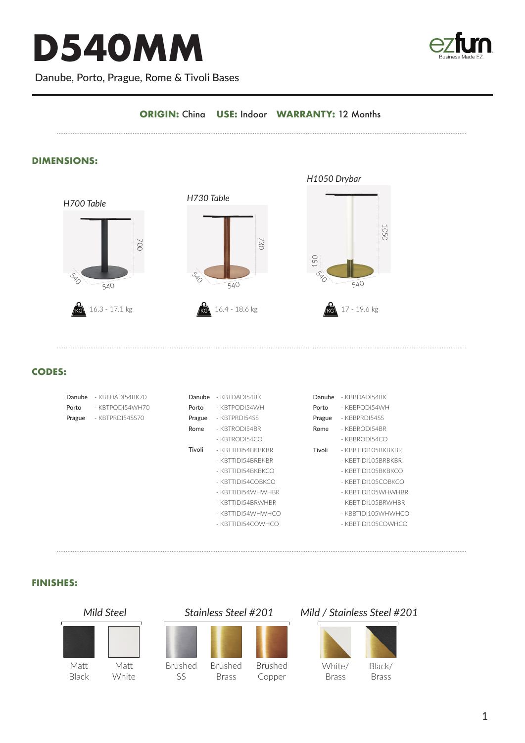# D540MM

Danube, Porto, Prague, Rome & Tivoli Bases

**ORIGIN:** China **USE:** Indoor **WARRANTY:** 12 Months

## DIMENSIONS:

*H700 Table*

700, 540, 540

16.3 - 17.1 kg

*H730 Table*

730, 540, 540

16.4 - 18.6 kg

*H1050 Drybar*

1050, 150, 540, 540

17 - 19.6 kg

## CODES:

| H700 Table | | H730 Table | | H1050 Drybar | |
|---|---|---|---|---|---|
| Danube | - KBTDADI54BK70 | Danube | - KBTDADI54BK | Danube | - KBBDADI54BK |
| Porto | - KBTPODI54WH70 | Porto | - KBTPODI54WH | Porto | - KBBPODI54WH |
| Prague | - KBTPRDI54SS70 | Prague | - KBTPRDI54SS | Prague | - KBBPRDI54SS |
| | | Rome | - KBTRODI54BR | Rome | - KBBRODI54BR |
| | | | - KBTRODI54CO | | - KBBRODI54CO |
| | | Tivoli | - KBTTIDI54BKBKBR | Tivoli | - KBBTIDI105BKBKBR |
| | | | - KBTTIDI54BRBKBR | | - KBBTIDI105BRBKBR |
| | | | - KBTTIDI54BKBKCO | | - KBBTIDI105BKBKCO |
| | | | - KBTTIDI54COBKCO | | - KBBTIDI105COBKCO |
| | | | - KBTTIDI54WHWHBR | | - KBBTIDI105WHWHBR |
| | | | - KBTTIDI54BRWHBR | | - KBBTIDI105BRWHBR |
| | | | - KBTTIDI54WHWHCO | | - KBBTIDI105WHWHCO |
| | | | - KBTTIDI54COWHCO | | - KBBTIDI105COWHCO |

## FINISHES:

*Mild Steel*

- Matt Black
- Matt White

*Stainless Steel #201*

- Brushed SS
- Brushed Brass
- Brushed Copper

*Mild / Stainless Steel #201*

- White/ Brass
- Black/ Brass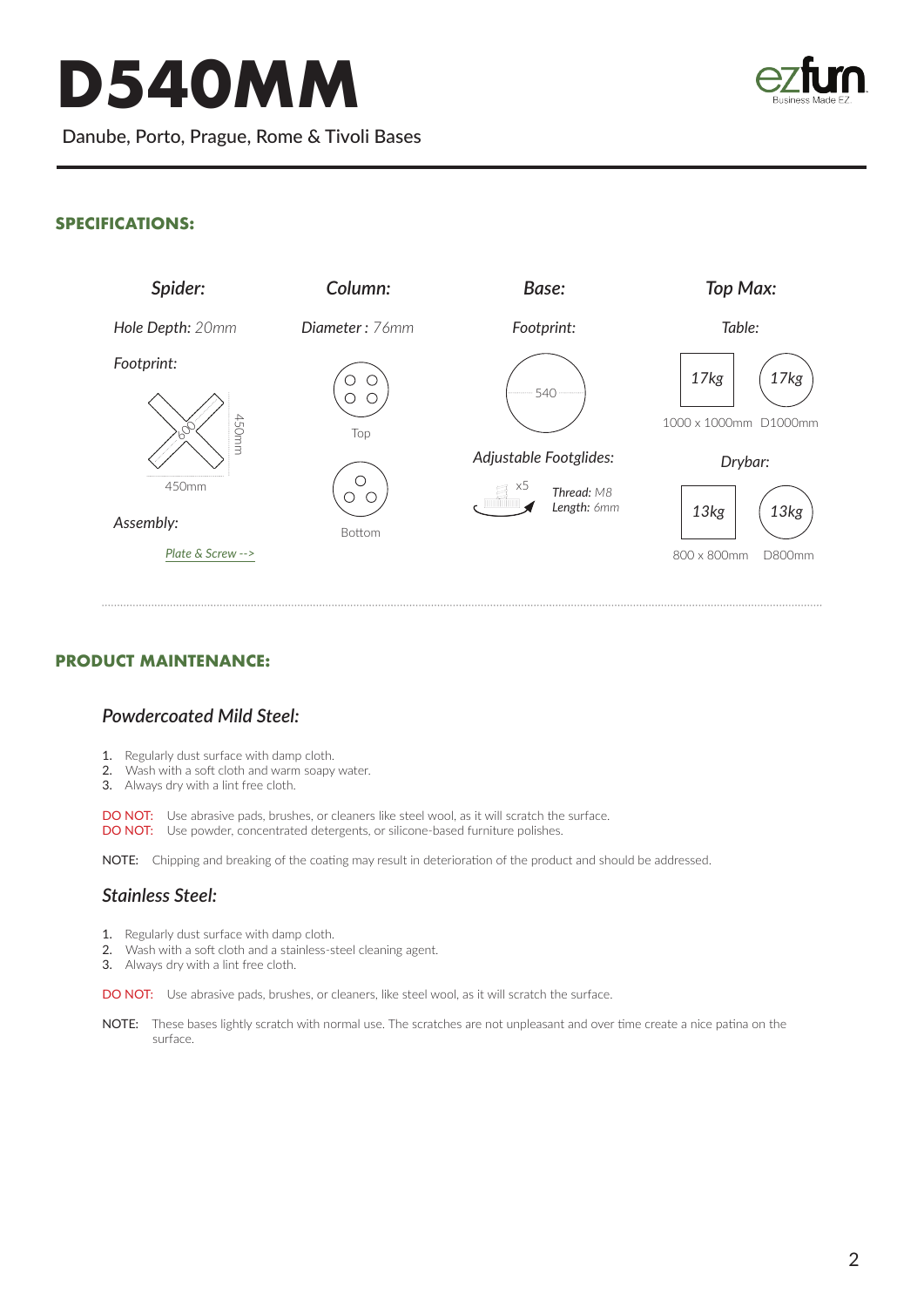# D540MM

Danube, Porto, Prague, Rome & Tivoli Bases

## SPECIFICATIONS:

**Spider:**

*Hole Depth:* *20mm*

*Footprint:*

450mm

450mm

*Assembly:*

*Plate & Screw -->*

**Column:**

*Diameter :* *76mm*

Top

Bottom

**Base:**

*Footprint:*

540

*Adjustable Footglides:*

x5

*Thread:* *M8*

*Length:* *6mm*

**Top Max:**

*Table:*

17kg — 1000 x 1000mm

17kg — D1000mm

*Drybar:*

13kg — 800 x 800mm

13kg — D800mm

## PRODUCT MAINTENANCE:

### Powdercoated Mild Steel:

1. Regularly dust surface with damp cloth.
2. Wash with a soft cloth and warm soapy water.
3. Always dry with a lint free cloth.

DO NOT: Use abrasive pads, brushes, or cleaners like steel wool, as it will scratch the surface.
DO NOT: Use powder, concentrated detergents, or silicone-based furniture polishes.

NOTE: Chipping and breaking of the coating may result in deterioration of the product and should be addressed.

### Stainless Steel:

1. Regularly dust surface with damp cloth.
2. Wash with a soft cloth and a stainless-steel cleaning agent.
3. Always dry with a lint free cloth.

DO NOT: Use abrasive pads, brushes, or cleaners, like steel wool, as it will scratch the surface.

NOTE: These bases lightly scratch with normal use. The scratches are not unpleasant and over time create a nice patina on the surface.